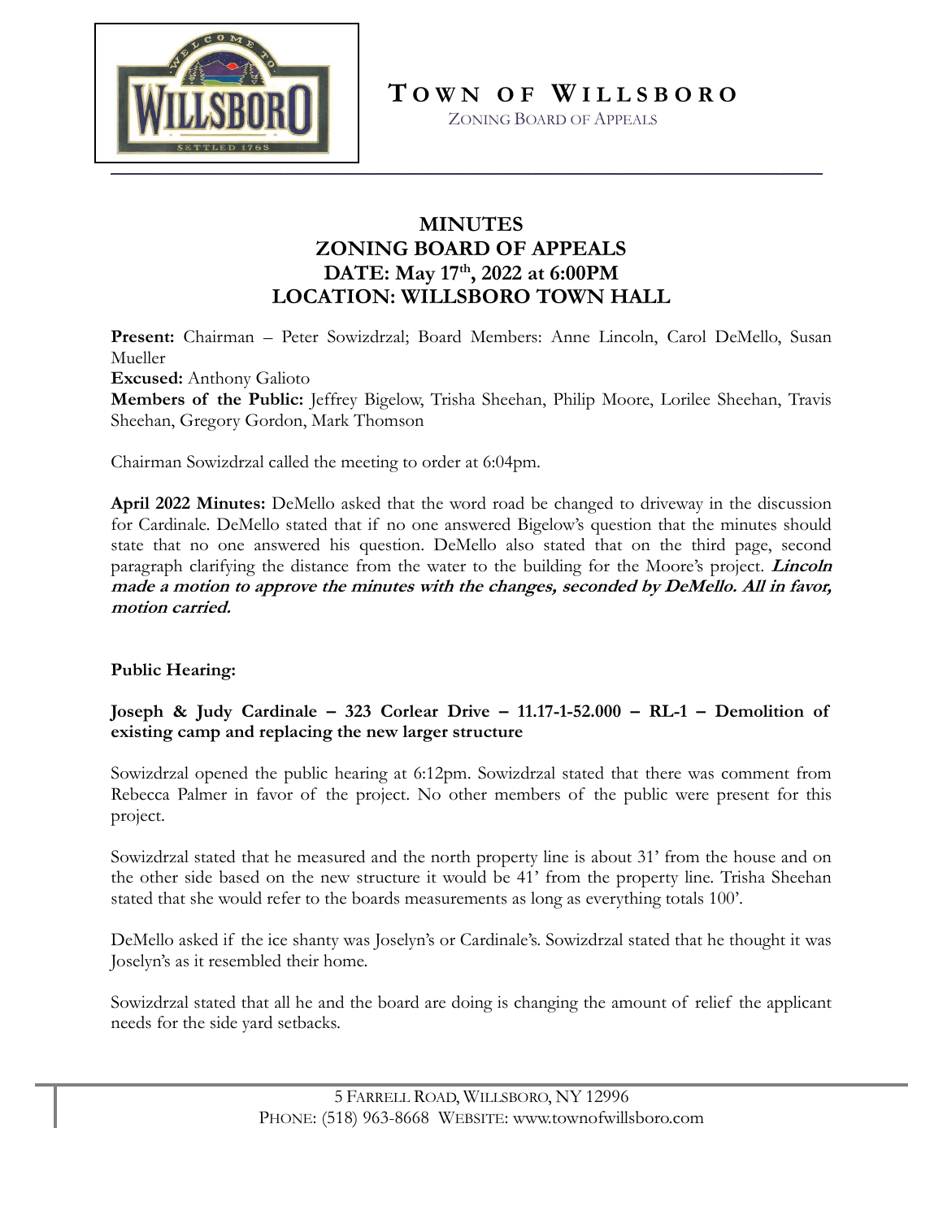# TOWN OF WILLSBORO

ZONING BOARD OF APPEALS

## MINUTES
## ZONING BOARD OF APPEALS
## DATE: May 17th, 2022 at 6:00PM
## LOCATION: WILLSBORO TOWN HALL

**Present:** Chairman – Peter Sowizdrzal; Board Members: Anne Lincoln, Carol DeMello, Susan Mueller
**Excused:** Anthony Galioto
**Members of the Public:** Jeffrey Bigelow, Trisha Sheehan, Philip Moore, Lorilee Sheehan, Travis Sheehan, Gregory Gordon, Mark Thomson

Chairman Sowizdrzal called the meeting to order at 6:04pm.

**April 2022 Minutes:** DeMello asked that the word road be changed to driveway in the discussion for Cardinale. DeMello stated that if no one answered Bigelow's question that the minutes should state that no one answered his question. DeMello also stated that on the third page, second paragraph clarifying the distance from the water to the building for the Moore's project. ***Lincoln made a motion to approve the minutes with the changes, seconded by DeMello. All in favor, motion carried.***

**Public Hearing:**

**Joseph & Judy Cardinale – 323 Corlear Drive – 11.17-1-52.000 – RL-1 – Demolition of existing camp and replacing the new larger structure**

Sowizdrzal opened the public hearing at 6:12pm. Sowizdrzal stated that there was comment from Rebecca Palmer in favor of the project. No other members of the public were present for this project.

Sowizdrzal stated that he measured and the north property line is about 31' from the house and on the other side based on the new structure it would be 41' from the property line. Trisha Sheehan stated that she would refer to the boards measurements as long as everything totals 100'.

DeMello asked if the ice shanty was Joselyn's or Cardinale's. Sowizdrzal stated that he thought it was Joselyn's as it resembled their home.

Sowizdrzal stated that all he and the board are doing is changing the amount of relief the applicant needs for the side yard setbacks.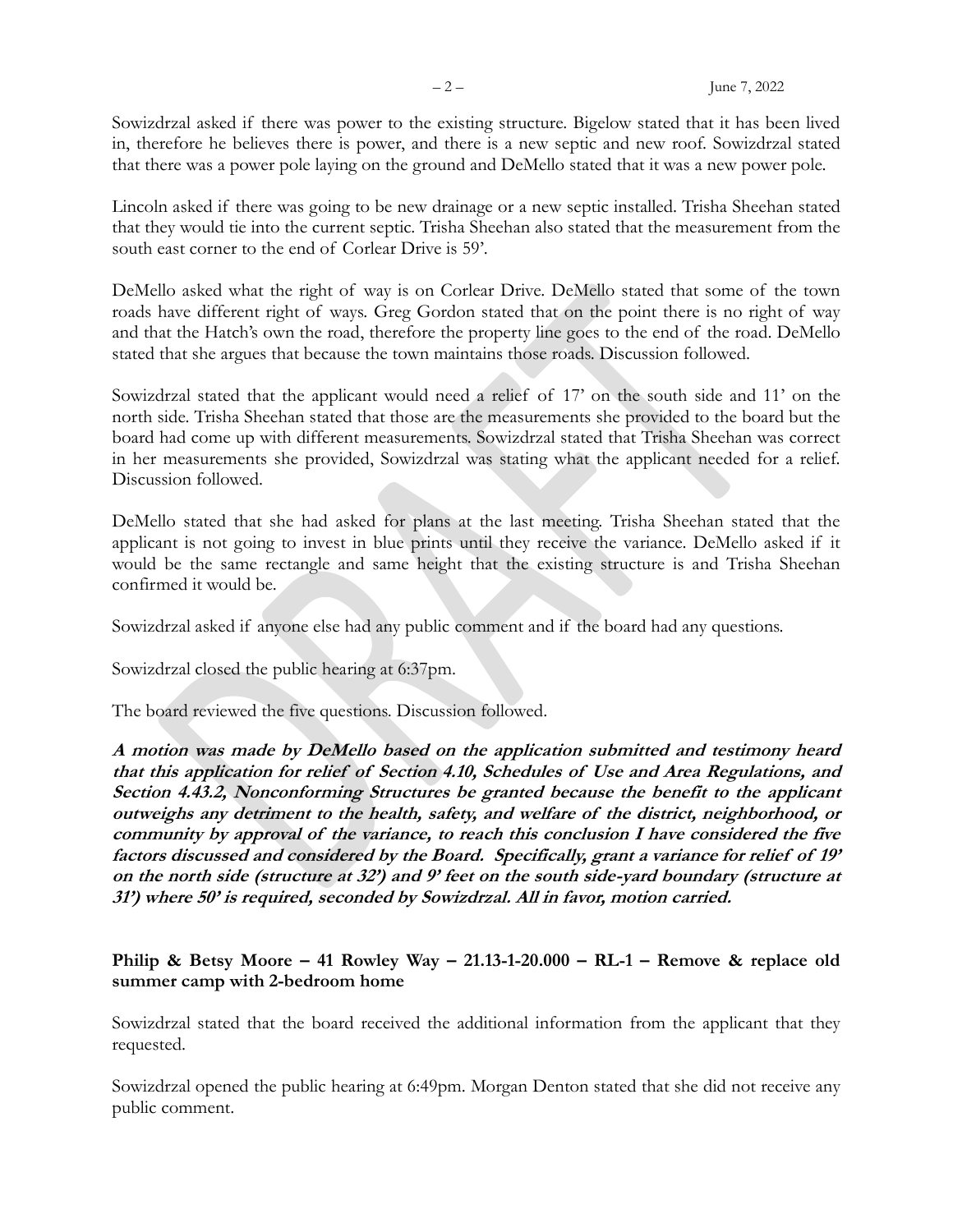Sowizdrzal asked if there was power to the existing structure. Bigelow stated that it has been lived in, therefore he believes there is power, and there is a new septic and new roof. Sowizdrzal stated that there was a power pole laying on the ground and DeMello stated that it was a new power pole.

Lincoln asked if there was going to be new drainage or a new septic installed. Trisha Sheehan stated that they would tie into the current septic. Trisha Sheehan also stated that the measurement from the south east corner to the end of Corlear Drive is 59'.

DeMello asked what the right of way is on Corlear Drive. DeMello stated that some of the town roads have different right of ways. Greg Gordon stated that on the point there is no right of way and that the Hatch's own the road, therefore the property line goes to the end of the road. DeMello stated that she argues that because the town maintains those roads. Discussion followed.

Sowizdrzal stated that the applicant would need a relief of 17' on the south side and 11' on the north side. Trisha Sheehan stated that those are the measurements she provided to the board but the board had come up with different measurements. Sowizdrzal stated that Trisha Sheehan was correct in her measurements she provided, Sowizdrzal was stating what the applicant needed for a relief. Discussion followed.

DeMello stated that she had asked for plans at the last meeting. Trisha Sheehan stated that the applicant is not going to invest in blue prints until they receive the variance. DeMello asked if it would be the same rectangle and same height that the existing structure is and Trisha Sheehan confirmed it would be.

Sowizdrzal asked if anyone else had any public comment and if the board had any questions.

Sowizdrzal closed the public hearing at 6:37pm.

The board reviewed the five questions. Discussion followed.

***A motion was made by DeMello based on the application submitted and testimony heard that this application for relief of Section 4.10, Schedules of Use and Area Regulations, and Section 4.43.2, Nonconforming Structures be granted because the benefit to the applicant outweighs any detriment to the health, safety, and welfare of the district, neighborhood, or community by approval of the variance, to reach this conclusion I have considered the five factors discussed and considered by the Board. Specifically, grant a variance for relief of 19' on the north side (structure at 32') and 9' feet on the south side-yard boundary (structure at 31') where 50' is required, seconded by Sowizdrzal. All in favor, motion carried.***

**Philip & Betsy Moore – 41 Rowley Way – 21.13-1-20.000 – RL-1 – Remove & replace old summer camp with 2-bedroom home**

Sowizdrzal stated that the board received the additional information from the applicant that they requested.

Sowizdrzal opened the public hearing at 6:49pm. Morgan Denton stated that she did not receive any public comment.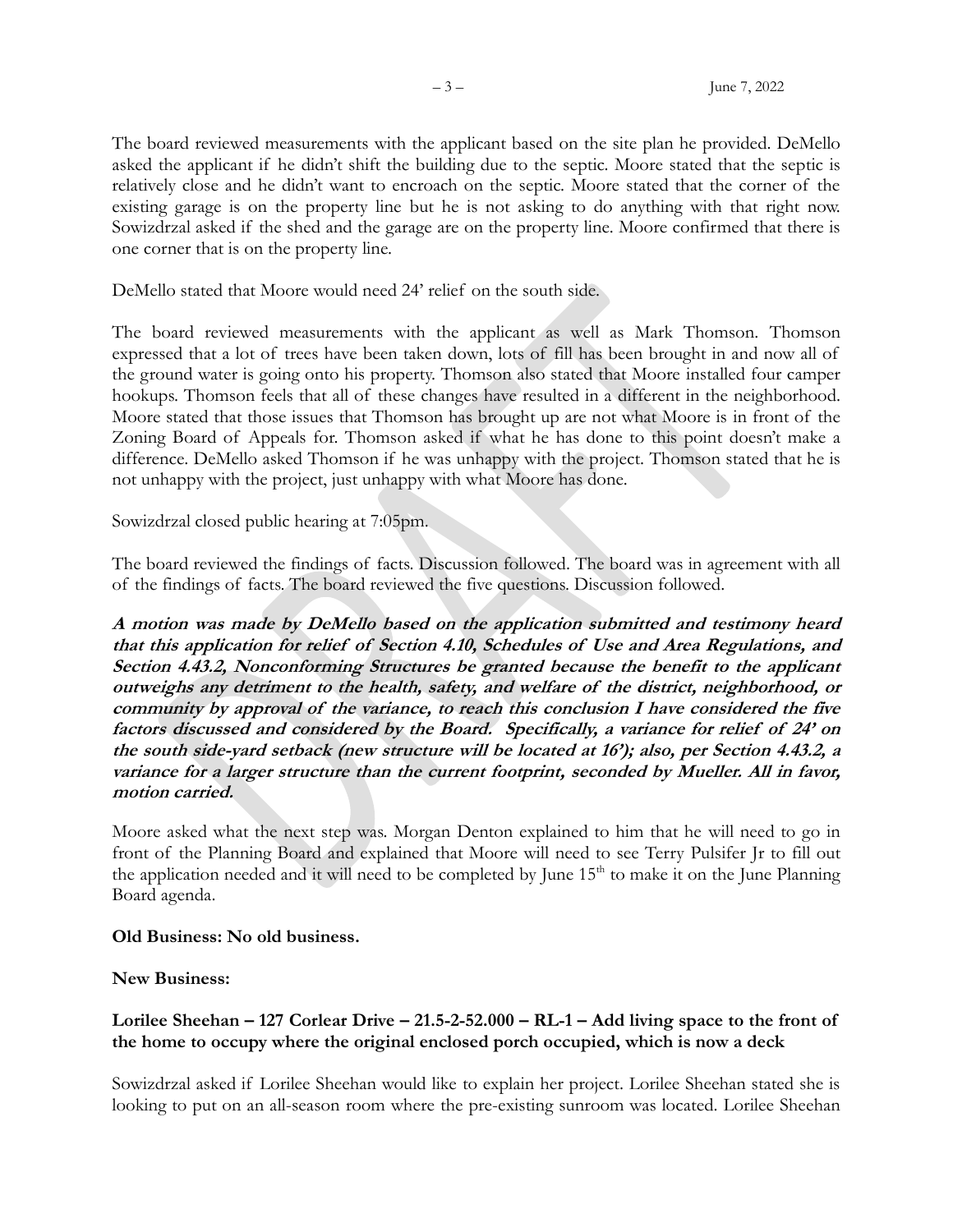The board reviewed measurements with the applicant based on the site plan he provided. DeMello asked the applicant if he didn't shift the building due to the septic. Moore stated that the septic is relatively close and he didn't want to encroach on the septic. Moore stated that the corner of the existing garage is on the property line but he is not asking to do anything with that right now. Sowizdrzal asked if the shed and the garage are on the property line. Moore confirmed that there is one corner that is on the property line.

DeMello stated that Moore would need 24' relief on the south side.

The board reviewed measurements with the applicant as well as Mark Thomson. Thomson expressed that a lot of trees have been taken down, lots of fill has been brought in and now all of the ground water is going onto his property. Thomson also stated that Moore installed four camper hookups. Thomson feels that all of these changes have resulted in a different in the neighborhood. Moore stated that those issues that Thomson has brought up are not what Moore is in front of the Zoning Board of Appeals for. Thomson asked if what he has done to this point doesn't make a difference. DeMello asked Thomson if he was unhappy with the project. Thomson stated that he is not unhappy with the project, just unhappy with what Moore has done.

Sowizdrzal closed public hearing at 7:05pm.

The board reviewed the findings of facts. Discussion followed. The board was in agreement with all of the findings of facts. The board reviewed the five questions. Discussion followed.

***A motion was made by DeMello based on the application submitted and testimony heard that this application for relief of Section 4.10, Schedules of Use and Area Regulations, and Section 4.43.2, Nonconforming Structures be granted because the benefit to the applicant outweighs any detriment to the health, safety, and welfare of the district, neighborhood, or community by approval of the variance, to reach this conclusion I have considered the five factors discussed and considered by the Board. Specifically, a variance for relief of 24' on the south side-yard setback (new structure will be located at 16'); also, per Section 4.43.2, a variance for a larger structure than the current footprint, seconded by Mueller. All in favor, motion carried.***

Moore asked what the next step was. Morgan Denton explained to him that he will need to go in front of the Planning Board and explained that Moore will need to see Terry Pulsifer Jr to fill out the application needed and it will need to be completed by June 15th to make it on the June Planning Board agenda.

**Old Business: No old business.**

**New Business:**

**Lorilee Sheehan – 127 Corlear Drive – 21.5-2-52.000 – RL-1 – Add living space to the front of the home to occupy where the original enclosed porch occupied, which is now a deck**

Sowizdrzal asked if Lorilee Sheehan would like to explain her project. Lorilee Sheehan stated she is looking to put on an all-season room where the pre-existing sunroom was located. Lorilee Sheehan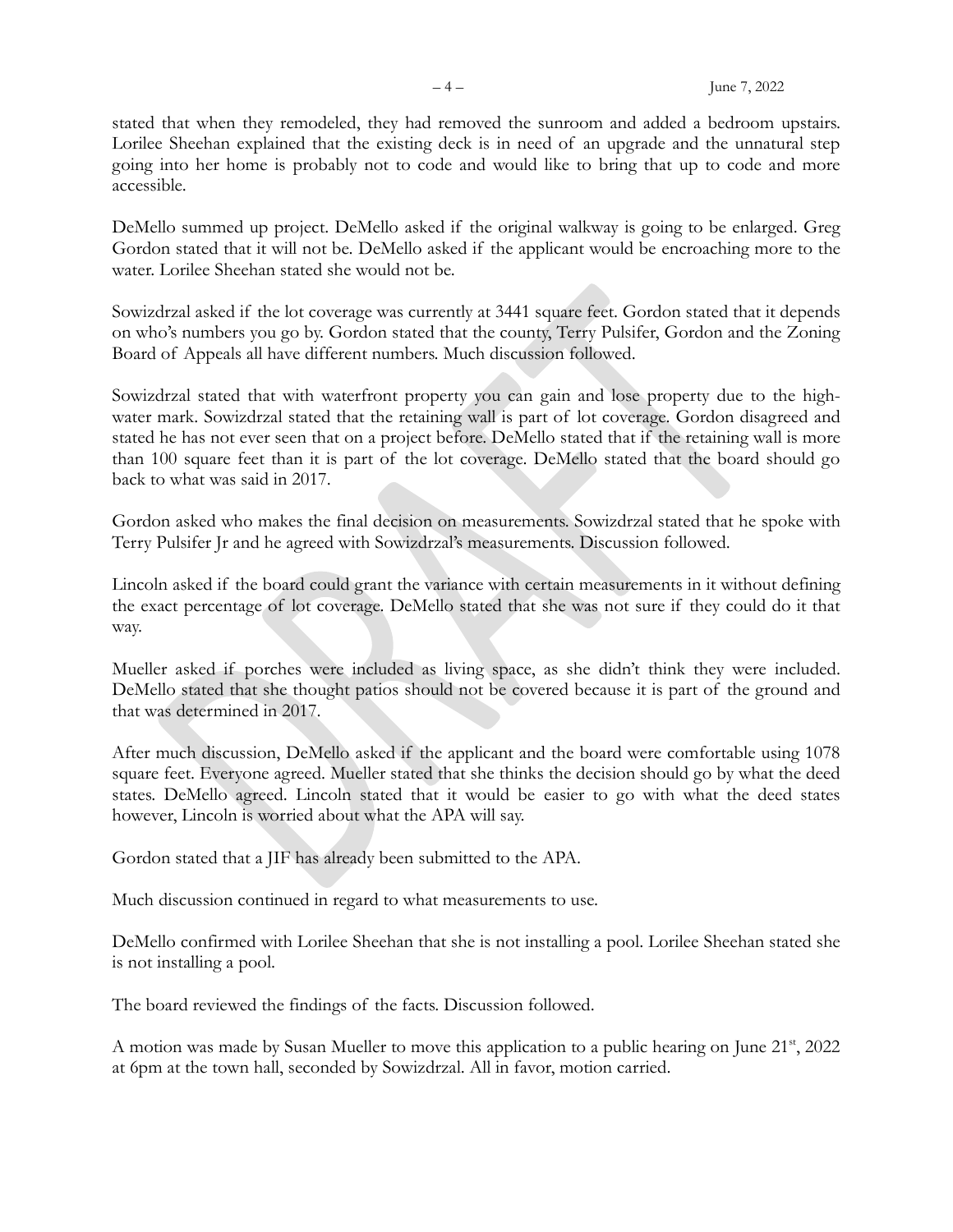stated that when they remodeled, they had removed the sunroom and added a bedroom upstairs. Lorilee Sheehan explained that the existing deck is in need of an upgrade and the unnatural step going into her home is probably not to code and would like to bring that up to code and more accessible.

DeMello summed up project. DeMello asked if the original walkway is going to be enlarged. Greg Gordon stated that it will not be. DeMello asked if the applicant would be encroaching more to the water. Lorilee Sheehan stated she would not be.

Sowizdrzal asked if the lot coverage was currently at 3441 square feet. Gordon stated that it depends on who's numbers you go by. Gordon stated that the county, Terry Pulsifer, Gordon and the Zoning Board of Appeals all have different numbers. Much discussion followed.

Sowizdrzal stated that with waterfront property you can gain and lose property due to the high-water mark. Sowizdrzal stated that the retaining wall is part of lot coverage. Gordon disagreed and stated he has not ever seen that on a project before. DeMello stated that if the retaining wall is more than 100 square feet than it is part of the lot coverage. DeMello stated that the board should go back to what was said in 2017.

Gordon asked who makes the final decision on measurements. Sowizdrzal stated that he spoke with Terry Pulsifer Jr and he agreed with Sowizdrzal's measurements. Discussion followed.

Lincoln asked if the board could grant the variance with certain measurements in it without defining the exact percentage of lot coverage. DeMello stated that she was not sure if they could do it that way.

Mueller asked if porches were included as living space, as she didn't think they were included. DeMello stated that she thought patios should not be covered because it is part of the ground and that was determined in 2017.

After much discussion, DeMello asked if the applicant and the board were comfortable using 1078 square feet. Everyone agreed. Mueller stated that she thinks the decision should go by what the deed states. DeMello agreed. Lincoln stated that it would be easier to go with what the deed states however, Lincoln is worried about what the APA will say.

Gordon stated that a JIF has already been submitted to the APA.

Much discussion continued in regard to what measurements to use.

DeMello confirmed with Lorilee Sheehan that she is not installing a pool. Lorilee Sheehan stated she is not installing a pool.

The board reviewed the findings of the facts. Discussion followed.

A motion was made by Susan Mueller to move this application to a public hearing on June 21st, 2022 at 6pm at the town hall, seconded by Sowizdrzal. All in favor, motion carried.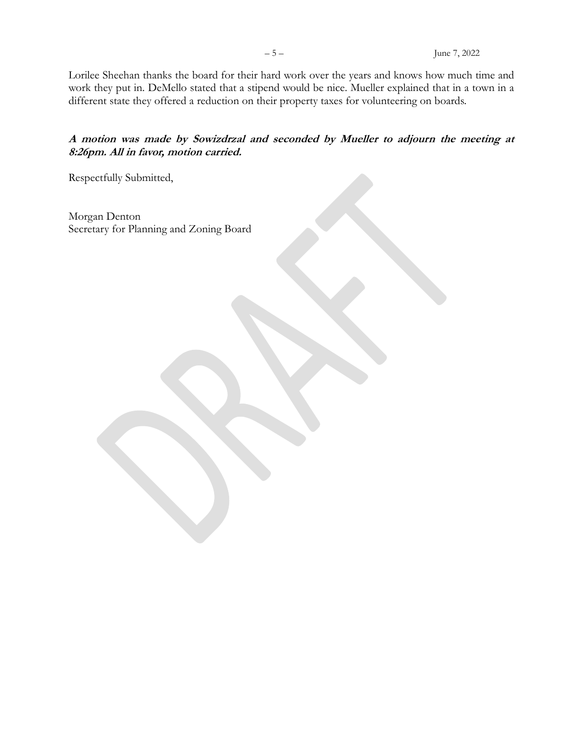Lorilee Sheehan thanks the board for their hard work over the years and knows how much time and work they put in. DeMello stated that a stipend would be nice. Mueller explained that in a town in a different state they offered a reduction on their property taxes for volunteering on boards.

***A motion was made by Sowizdrzal and seconded by Mueller to adjourn the meeting at 8:26pm. All in favor, motion carried.***

Respectfully Submitted,

Morgan Denton
Secretary for Planning and Zoning Board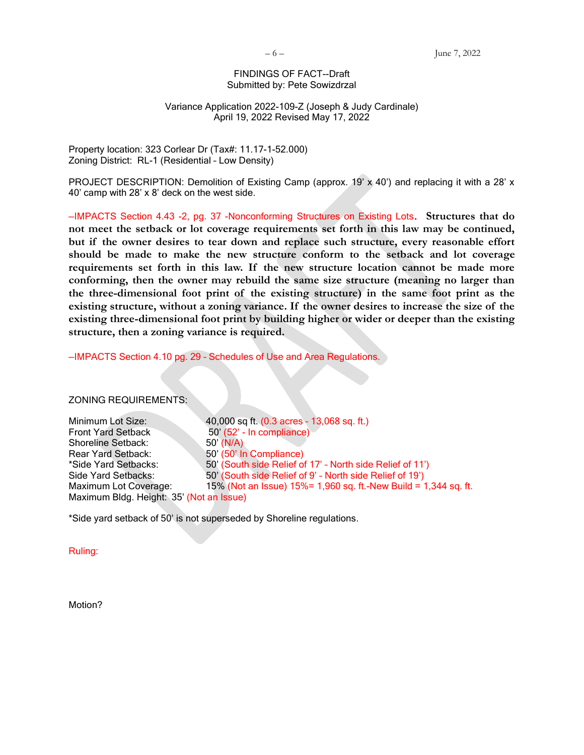FINDINGS OF FACT--Draft
Submitted by: Pete Sowizdrzal

Variance Application 2022-109-Z (Joseph & Judy Cardinale)
April 19, 2022 Revised May 17, 2022

Property location: 323 Corlear Dr (Tax#: 11.17-1-52.000)
Zoning District: RL-1 (Residential – Low Density)

PROJECT DESCRIPTION: Demolition of Existing Camp (approx. 19' x 40') and replacing it with a 28' x 40' camp with 28' x 8' deck on the west side.

–IMPACTS Section 4.43 -2, pg. 37 -Nonconforming Structures on Existing Lots. **Structures that do not meet the setback or lot coverage requirements set forth in this law may be continued, but if the owner desires to tear down and replace such structure, every reasonable effort should be made to make the new structure conform to the setback and lot coverage requirements set forth in this law. If the new structure location cannot be made more conforming, then the owner may rebuild the same size structure (meaning no larger than the three-dimensional foot print of the existing structure) in the same foot print as the existing structure, without a zoning variance. If the owner desires to increase the size of the existing three-dimensional foot print by building higher or wider or deeper than the existing structure, then a zoning variance is required.**

–IMPACTS Section 4.10 pg. 29 - Schedules of Use and Area Regulations.

ZONING REQUIREMENTS:

| | |
|---|---|
| Minimum Lot Size: | 40,000 sq ft. (0.3 acres - 13,068 sq. ft.) |
| Front Yard Setback | 50' (52' - In compliance) |
| Shoreline Setback: | 50' (N/A) |
| Rear Yard Setback: | 50' (50' In Compliance) |
| *Side Yard Setbacks: | 50' (South side Relief of 17' - North side Relief of 11') |
| Side Yard Setbacks: | 50' (South side Relief of 9' - North side Relief of 19') |
| Maximum Lot Coverage: | 15% (Not an Issue) 15%= 1,960 sq. ft.-New Build = 1,344 sq. ft. |
| Maximum Bldg. Height: | 35' (Not an Issue) |

*Side yard setback of 50' is not superseded by Shoreline regulations.

Ruling:

Motion?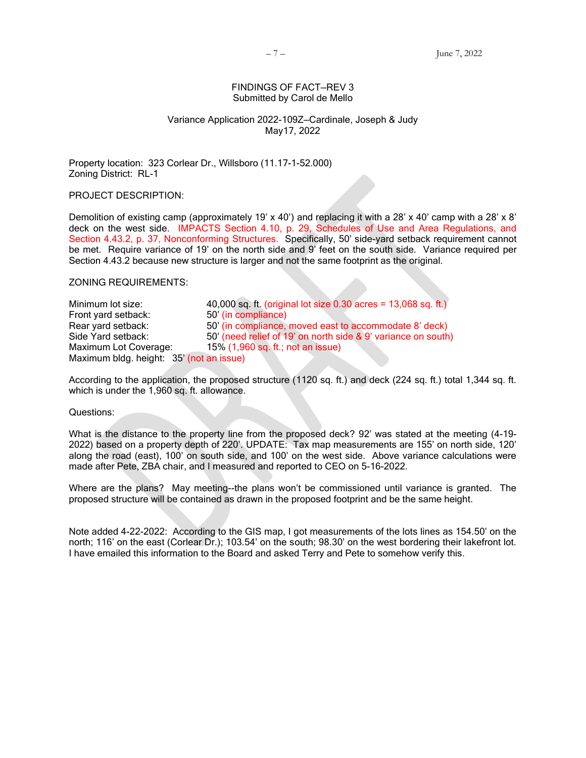FINDINGS OF FACT–REV 3
Submitted by Carol de Mello

Variance Application 2022-109Z–Cardinale, Joseph & Judy
May17, 2022

Property location: 323 Corlear Dr., Willsboro (11.17-1-52.000)
Zoning District: RL-1

PROJECT DESCRIPTION:

Demolition of existing camp (approximately 19' x 40') and replacing it with a 28' x 40' camp with a 28' x 8' deck on the west side. IMPACTS Section 4.10, p. 29, Schedules of Use and Area Regulations, and Section 4.43.2, p. 37, Nonconforming Structures. Specifically, 50' side-yard setback requirement cannot be met. Require variance of 19' on the north side and 9' feet on the south side. Variance required per Section 4.43.2 because new structure is larger and not the same footprint as the original.

ZONING REQUIREMENTS:

| | |
|---|---|
| Minimum lot size: | 40,000 sq. ft. (original lot size 0.30 acres = 13,068 sq. ft.) |
| Front yard setback: | 50' (in compliance) |
| Rear yard setback: | 50' (in compliance, moved east to accommodate 8' deck) |
| Side Yard setback: | 50' (need relief of 19' on north side & 9' variance on south) |
| Maximum Lot Coverage: | 15% (1,960 sq. ft.; not an issue) |
| Maximum bldg. height: | 35' (not an issue) |

According to the application, the proposed structure (1120 sq. ft.) and deck (224 sq. ft.) total 1,344 sq. ft. which is under the 1,960 sq. ft. allowance.

Questions:

What is the distance to the property line from the proposed deck? 92' was stated at the meeting (4-19-2022) based on a property depth of 220'. UPDATE: Tax map measurements are 155' on north side, 120' along the road (east), 100' on south side, and 100' on the west side. Above variance calculations were made after Pete, ZBA chair, and I measured and reported to CEO on 5-16-2022.

Where are the plans? May meeting--the plans won't be commissioned until variance is granted. The proposed structure will be contained as drawn in the proposed footprint and be the same height.

Note added 4-22-2022: According to the GIS map, I got measurements of the lots lines as 154.50' on the north; 116' on the east (Corlear Dr.); 103.54' on the south; 98.30' on the west bordering their lakefront lot. I have emailed this information to the Board and asked Terry and Pete to somehow verify this.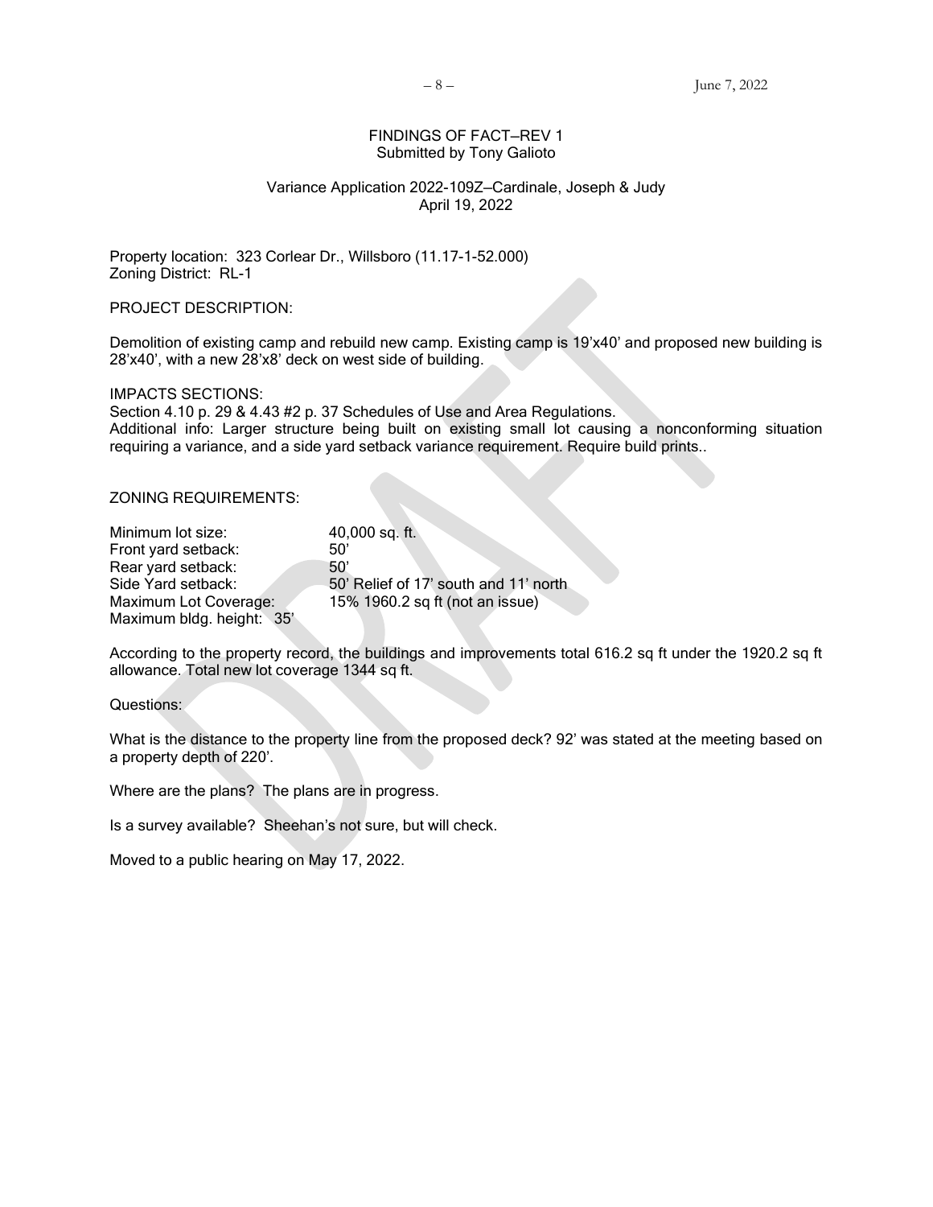FINDINGS OF FACT—REV 1
Submitted by Tony Galioto

Variance Application 2022-109Z—Cardinale, Joseph & Judy
April 19, 2022

Property location: 323 Corlear Dr., Willsboro (11.17-1-52.000)
Zoning District: RL-1

PROJECT DESCRIPTION:

Demolition of existing camp and rebuild new camp. Existing camp is 19'x40' and proposed new building is 28'x40', with a new 28'x8' deck on west side of building.

IMPACTS SECTIONS:
Section 4.10 p. 29 & 4.43 #2 p. 37 Schedules of Use and Area Regulations.
Additional info: Larger structure being built on existing small lot causing a nonconforming situation requiring a variance, and a side yard setback variance requirement. Require build prints..

ZONING REQUIREMENTS:

| | |
|---|---|
| Minimum lot size: | 40,000 sq. ft. |
| Front yard setback: | 50' |
| Rear yard setback: | 50' |
| Side Yard setback: | 50' Relief of 17' south and 11' north |
| Maximum Lot Coverage: | 15% 1960.2 sq ft (not an issue) |
| Maximum bldg. height: | 35' |

According to the property record, the buildings and improvements total 616.2 sq ft under the 1920.2 sq ft allowance. Total new lot coverage 1344 sq ft.

Questions:

What is the distance to the property line from the proposed deck? 92' was stated at the meeting based on a property depth of 220'.

Where are the plans? The plans are in progress.

Is a survey available? Sheehan's not sure, but will check.

Moved to a public hearing on May 17, 2022.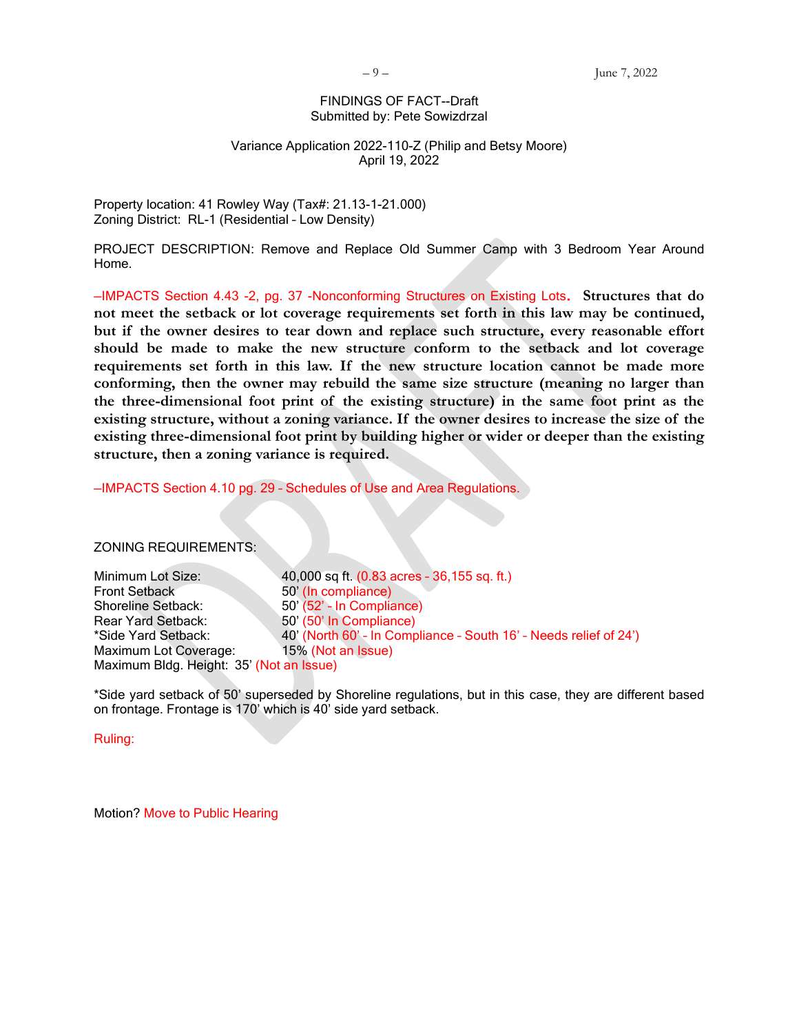FINDINGS OF FACT--Draft
Submitted by: Pete Sowizdrzal

Variance Application 2022-110-Z (Philip and Betsy Moore)
April 19, 2022

Property location: 41 Rowley Way (Tax#: 21.13-1-21.000)
Zoning District: RL-1 (Residential – Low Density)

PROJECT DESCRIPTION: Remove and Replace Old Summer Camp with 3 Bedroom Year Around Home.

–IMPACTS Section 4.43 -2, pg. 37 -Nonconforming Structures on Existing Lots. **Structures that do not meet the setback or lot coverage requirements set forth in this law may be continued, but if the owner desires to tear down and replace such structure, every reasonable effort should be made to make the new structure conform to the setback and lot coverage requirements set forth in this law. If the new structure location cannot be made more conforming, then the owner may rebuild the same size structure (meaning no larger than the three-dimensional foot print of the existing structure) in the same foot print as the existing structure, without a zoning variance. If the owner desires to increase the size of the existing three-dimensional foot print by building higher or wider or deeper than the existing structure, then a zoning variance is required.**

–IMPACTS Section 4.10 pg. 29 – Schedules of Use and Area Regulations.

ZONING REQUIREMENTS:

| | |
|---|---|
| Minimum Lot Size: | 40,000 sq ft. (0.83 acres – 36,155 sq. ft.) |
| Front Setback | 50' (In compliance) |
| Shoreline Setback: | 50' (52' – In Compliance) |
| Rear Yard Setback: | 50' (50' In Compliance) |
| *Side Yard Setback: | 40' (North 60' – In Compliance – South 16' – Needs relief of 24') |
| Maximum Lot Coverage: | 15% (Not an Issue) |
| Maximum Bldg. Height: | 35' (Not an Issue) |

*Side yard setback of 50' superseded by Shoreline regulations, but in this case, they are different based on frontage. Frontage is 170' which is 40' side yard setback.

Ruling:

Motion? Move to Public Hearing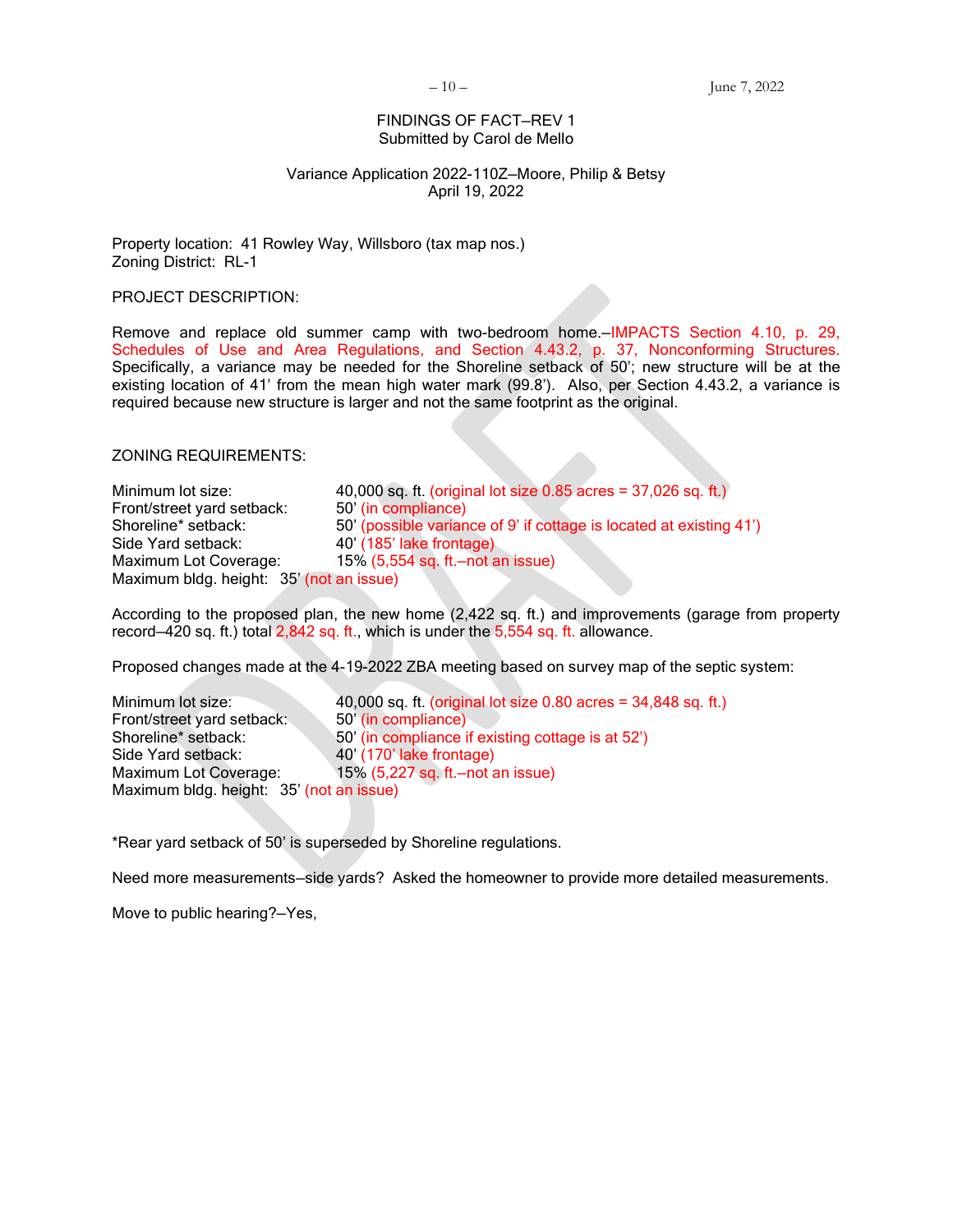## FINDINGS OF FACT–REV 1
Submitted by Carol de Mello

### Variance Application 2022-110Z–Moore, Philip & Betsy
April 19, 2022

Property location: 41 Rowley Way, Willsboro (tax map nos.)
Zoning District: RL-1

PROJECT DESCRIPTION:

Remove and replace old summer camp with two-bedroom home.–IMPACTS Section 4.10, p. 29, Schedules of Use and Area Regulations, and Section 4.43.2, p. 37, Nonconforming Structures. Specifically, a variance may be needed for the Shoreline setback of 50'; new structure will be at the existing location of 41' from the mean high water mark (99.8'). Also, per Section 4.43.2, a variance is required because new structure is larger and not the same footprint as the original.

ZONING REQUIREMENTS:

| | |
|---|---|
| Minimum lot size: | 40,000 sq. ft. (original lot size 0.85 acres = 37,026 sq. ft.) |
| Front/street yard setback: | 50' (in compliance) |
| Shoreline* setback: | 50' (possible variance of 9' if cottage is located at existing 41') |
| Side Yard setback: | 40' (185' lake frontage) |
| Maximum Lot Coverage: | 15% (5,554 sq. ft.–not an issue) |
| Maximum bldg. height: | 35' (not an issue) |

According to the proposed plan, the new home (2,422 sq. ft.) and improvements (garage from property record–420 sq. ft.) total 2,842 sq. ft., which is under the 5,554 sq. ft. allowance.

Proposed changes made at the 4-19-2022 ZBA meeting based on survey map of the septic system:

| | |
|---|---|
| Minimum lot size: | 40,000 sq. ft. (original lot size 0.80 acres = 34,848 sq. ft.) |
| Front/street yard setback: | 50' (in compliance) |
| Shoreline* setback: | 50' (in compliance if existing cottage is at 52') |
| Side Yard setback: | 40' (170' lake frontage) |
| Maximum Lot Coverage: | 15% (5,227 sq. ft.–not an issue) |
| Maximum bldg. height: | 35' (not an issue) |

*Rear yard setback of 50' is superseded by Shoreline regulations.

Need more measurements–side yards? Asked the homeowner to provide more detailed measurements.

Move to public hearing?–Yes,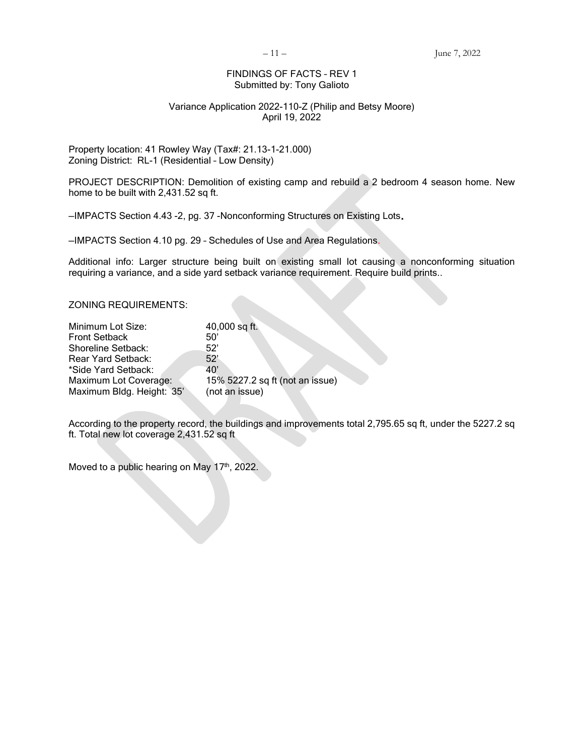FINDINGS OF FACTS – REV 1
Submitted by: Tony Galioto

Variance Application 2022-110-Z (Philip and Betsy Moore)
April 19, 2022

Property location: 41 Rowley Way (Tax#: 21.13-1-21.000)
Zoning District: RL-1 (Residential – Low Density)

PROJECT DESCRIPTION: Demolition of existing camp and rebuild a 2 bedroom 4 season home. New home to be built with 2,431.52 sq ft.

–IMPACTS Section 4.43 -2, pg. 37 -Nonconforming Structures on Existing Lots.

–IMPACTS Section 4.10 pg. 29 – Schedules of Use and Area Regulations.

Additional info: Larger structure being built on existing small lot causing a nonconforming situation requiring a variance, and a side yard setback variance requirement. Require build prints..

ZONING REQUIREMENTS:

| | |
|---|---|
| Minimum Lot Size: | 40,000 sq ft. |
| Front Setback | 50' |
| Shoreline Setback: | 52' |
| Rear Yard Setback: | 52' |
| *Side Yard Setback: | 40' |
| Maximum Lot Coverage: | 15% 5227.2 sq ft (not an issue) |
| Maximum Bldg. Height: 35' | (not an issue) |

According to the property record, the buildings and improvements total 2,795.65 sq ft, under the 5227.2 sq ft. Total new lot coverage 2,431.52 sq ft

Moved to a public hearing on May 17th, 2022.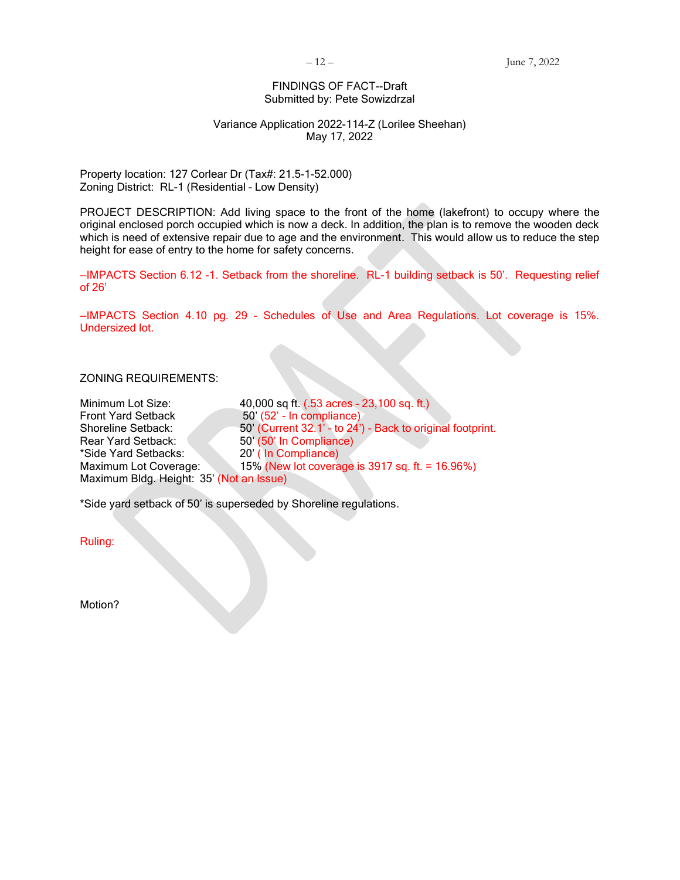FINDINGS OF FACT--Draft
Submitted by: Pete Sowizdrzal

Variance Application 2022-114-Z (Lorilee Sheehan)
May 17, 2022

Property location: 127 Corlear Dr (Tax#: 21.5-1-52.000)
Zoning District: RL-1 (Residential – Low Density)

PROJECT DESCRIPTION: Add living space to the front of the home (lakefront) to occupy where the original enclosed porch occupied which is now a deck. In addition, the plan is to remove the wooden deck which is need of extensive repair due to age and the environment. This would allow us to reduce the step height for ease of entry to the home for safety concerns.

–IMPACTS Section 6.12 -1. Setback from the shoreline. RL-1 building setback is 50'. Requesting relief of 26'

–IMPACTS Section 4.10 pg. 29 - Schedules of Use and Area Regulations. Lot coverage is 15%. Undersized lot.

ZONING REQUIREMENTS:

| | |
|---|---|
| Minimum Lot Size: | 40,000 sq ft. (.53 acres - 23,100 sq. ft.) |
| Front Yard Setback | 50' (52' - In compliance) |
| Shoreline Setback: | 50' (Current 32.1' - to 24') - Back to original footprint. |
| Rear Yard Setback: | 50' (50' In Compliance) |
| *Side Yard Setbacks: | 20' ( In Compliance) |
| Maximum Lot Coverage: | 15% (New lot coverage is 3917 sq. ft. = 16.96%) |
| Maximum Bldg. Height: | 35' (Not an Issue) |

*Side yard setback of 50' is superseded by Shoreline regulations.

Ruling:

Motion?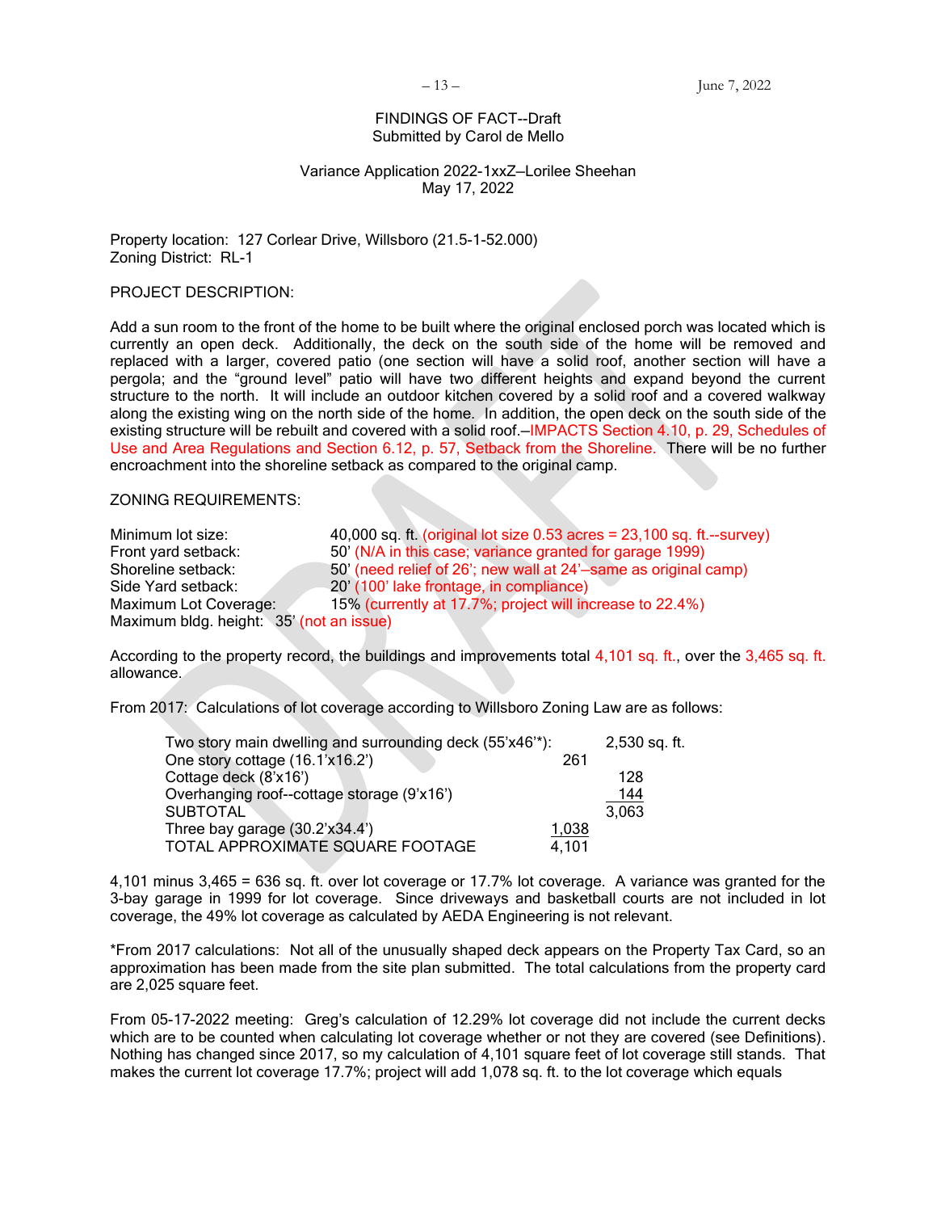FINDINGS OF FACT--Draft
Submitted by Carol de Mello

Variance Application 2022-1xxZ–Lorilee Sheehan
May 17, 2022

Property location: 127 Corlear Drive, Willsboro (21.5-1-52.000)
Zoning District: RL-1

PROJECT DESCRIPTION:

Add a sun room to the front of the home to be built where the original enclosed porch was located which is currently an open deck. Additionally, the deck on the south side of the home will be removed and replaced with a larger, covered patio (one section will have a solid roof, another section will have a pergola; and the "ground level" patio will have two different heights and expand beyond the current structure to the north. It will include an outdoor kitchen covered by a solid roof and a covered walkway along the existing wing on the north side of the home. In addition, the open deck on the south side of the existing structure will be rebuilt and covered with a solid roof.–IMPACTS Section 4.10, p. 29, Schedules of Use and Area Regulations and Section 6.12, p. 57, Setback from the Shoreline. There will be no further encroachment into the shoreline setback as compared to the original camp.

ZONING REQUIREMENTS:

| | |
|---|---|
| Minimum lot size: | 40,000 sq. ft. (original lot size 0.53 acres = 23,100 sq. ft.--survey) |
| Front yard setback: | 50' (N/A in this case; variance granted for garage 1999) |
| Shoreline setback: | 50' (need relief of 26'; new wall at 24'–same as original camp) |
| Side Yard setback: | 20' (100' lake frontage, in compliance) |
| Maximum Lot Coverage: | 15% (currently at 17.7%; project will increase to 22.4%) |
| Maximum bldg. height: | 35' (not an issue) |

According to the property record, the buildings and improvements total 4,101 sq. ft., over the 3,465 sq. ft. allowance.

From 2017: Calculations of lot coverage according to Willsboro Zoning Law are as follows:

| | | |
|---|---|---|
| Two story main dwelling and surrounding deck (55'x46'*): | | 2,530 sq. ft. |
| One story cottage (16.1'x16.2') | 261 | |
| Cottage deck (8'x16') | | 128 |
| Overhanging roof--cottage storage (9'x16') | | 144 |
| SUBTOTAL | | 3,063 |
| Three bay garage (30.2'x34.4') | 1,038 | |
| TOTAL APPROXIMATE SQUARE FOOTAGE | 4,101 | |

4,101 minus 3,465 = 636 sq. ft. over lot coverage or 17.7% lot coverage. A variance was granted for the 3-bay garage in 1999 for lot coverage. Since driveways and basketball courts are not included in lot coverage, the 49% lot coverage as calculated by AEDA Engineering is not relevant.

*From 2017 calculations: Not all of the unusually shaped deck appears on the Property Tax Card, so an approximation has been made from the site plan submitted. The total calculations from the property card are 2,025 square feet.

From 05-17-2022 meeting: Greg's calculation of 12.29% lot coverage did not include the current decks which are to be counted when calculating lot coverage whether or not they are covered (see Definitions). Nothing has changed since 2017, so my calculation of 4,101 square feet of lot coverage still stands. That makes the current lot coverage 17.7%; project will add 1,078 sq. ft. to the lot coverage which equals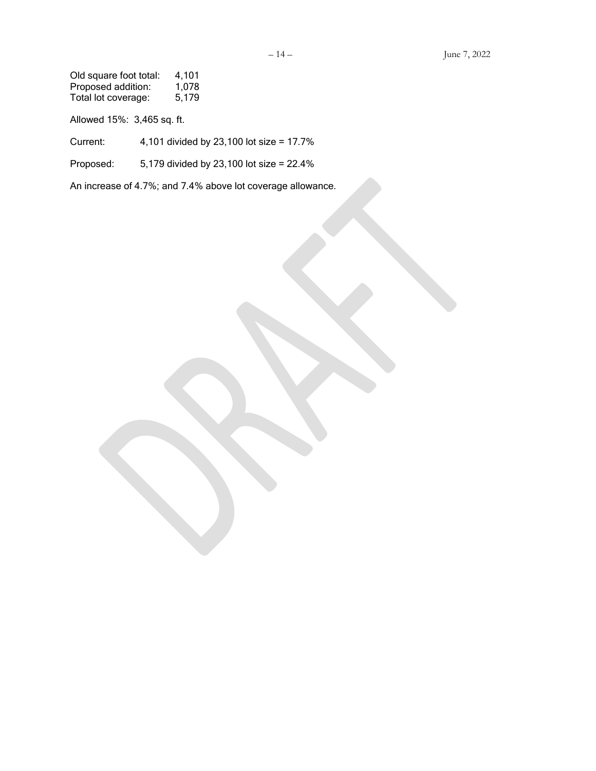Old square foot total: 4,101
Proposed addition: 1,078
Total lot coverage: 5,179

Allowed 15%: 3,465 sq. ft.

Current: 4,101 divided by 23,100 lot size = 17.7%

Proposed: 5,179 divided by 23,100 lot size = 22.4%

An increase of 4.7%; and 7.4% above lot coverage allowance.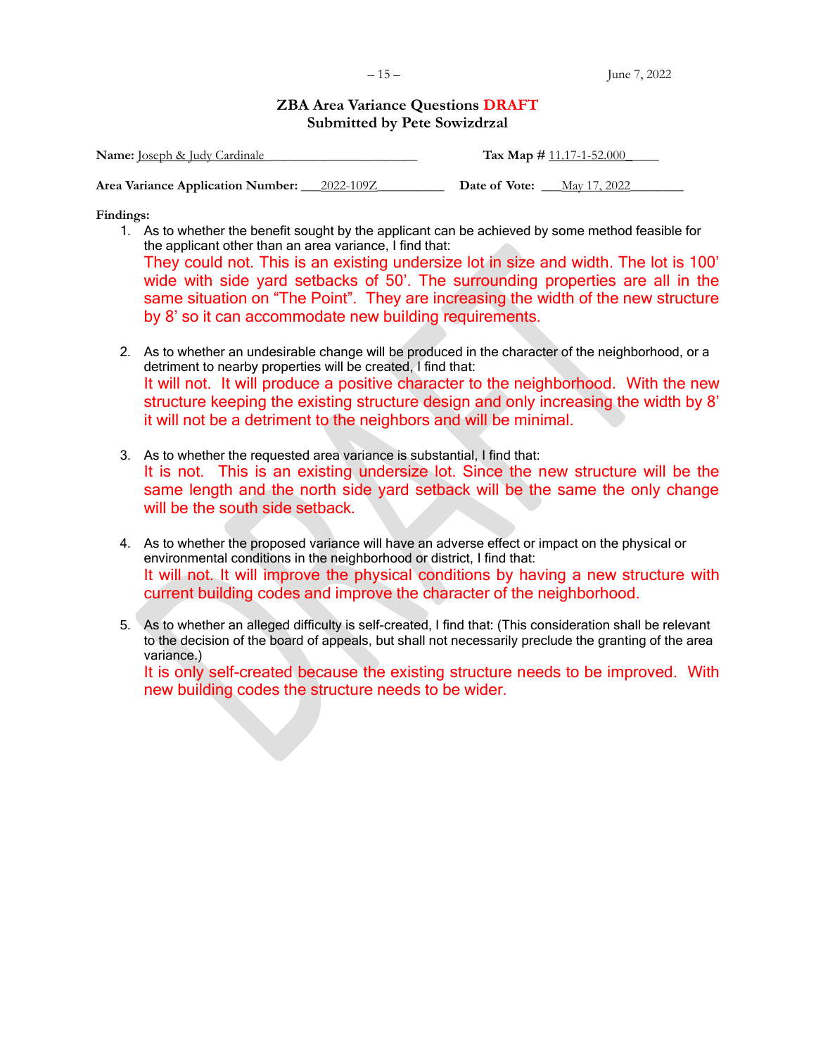## ZBA Area Variance Questions DRAFT
### Submitted by Pete Sowizdrzal

**Name:** Joseph & Judy Cardinale **Tax Map #** 11.17-1-52.000

**Area Variance Application Number:** 2022-109Z **Date of Vote:** May 17, 2022

**Findings:**

1. As to whether the benefit sought by the applicant can be achieved by some method feasible for the applicant other than an area variance, I find that:
   They could not. This is an existing undersize lot in size and width. The lot is 100' wide with side yard setbacks of 50'. The surrounding properties are all in the same situation on "The Point". They are increasing the width of the new structure by 8' so it can accommodate new building requirements.

2. As to whether an undesirable change will be produced in the character of the neighborhood, or a detriment to nearby properties will be created, I find that:
   It will not. It will produce a positive character to the neighborhood. With the new structure keeping the existing structure design and only increasing the width by 8' it will not be a detriment to the neighbors and will be minimal.

3. As to whether the requested area variance is substantial, I find that:
   It is not. This is an existing undersize lot. Since the new structure will be the same length and the north side yard setback will be the same the only change will be the south side setback.

4. As to whether the proposed variance will have an adverse effect or impact on the physical or environmental conditions in the neighborhood or district, I find that:
   It will not. It will improve the physical conditions by having a new structure with current building codes and improve the character of the neighborhood.

5. As to whether an alleged difficulty is self-created, I find that: (This consideration shall be relevant to the decision of the board of appeals, but shall not necessarily preclude the granting of the area variance.)
   It is only self-created because the existing structure needs to be improved. With new building codes the structure needs to be wider.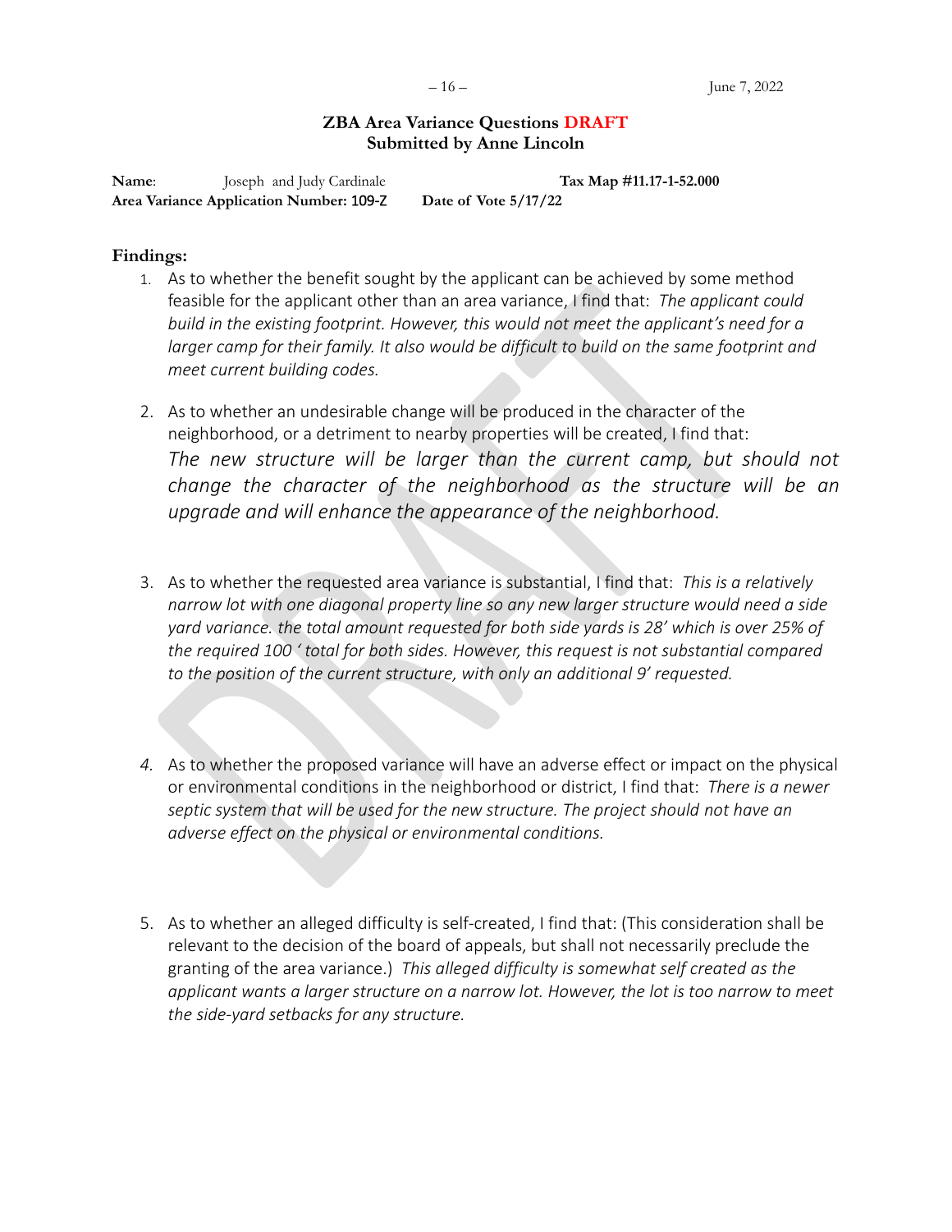## ZBA Area Variance Questions DRAFT
## Submitted by Anne Lincoln

**Name**: Joseph and Judy Cardinale **Tax Map #11.17-1-52.000**
**Area Variance Application Number: 109-Z** **Date of Vote 5/17/22**

**Findings:**

1. As to whether the benefit sought by the applicant can be achieved by some method feasible for the applicant other than an area variance, I find that: *The applicant could build in the existing footprint. However, this would not meet the applicant's need for a larger camp for their family. It also would be difficult to build on the same footprint and meet current building codes.*

2. As to whether an undesirable change will be produced in the character of the neighborhood, or a detriment to nearby properties will be created, I find that: *The new structure will be larger than the current camp, but should not change the character of the neighborhood as the structure will be an upgrade and will enhance the appearance of the neighborhood.*

3. As to whether the requested area variance is substantial, I find that: *This is a relatively narrow lot with one diagonal property line so any new larger structure would need a side yard variance. the total amount requested for both side yards is 28' which is over 25% of the required 100 ' total for both sides. However, this request is not substantial compared to the position of the current structure, with only an additional 9' requested.*

4. As to whether the proposed variance will have an adverse effect or impact on the physical or environmental conditions in the neighborhood or district, I find that: *There is a newer septic system that will be used for the new structure. The project should not have an adverse effect on the physical or environmental conditions.*

5. As to whether an alleged difficulty is self-created, I find that: (This consideration shall be relevant to the decision of the board of appeals, but shall not necessarily preclude the granting of the area variance.) *This alleged difficulty is somewhat self created as the applicant wants a larger structure on a narrow lot. However, the lot is too narrow to meet the side-yard setbacks for any structure.*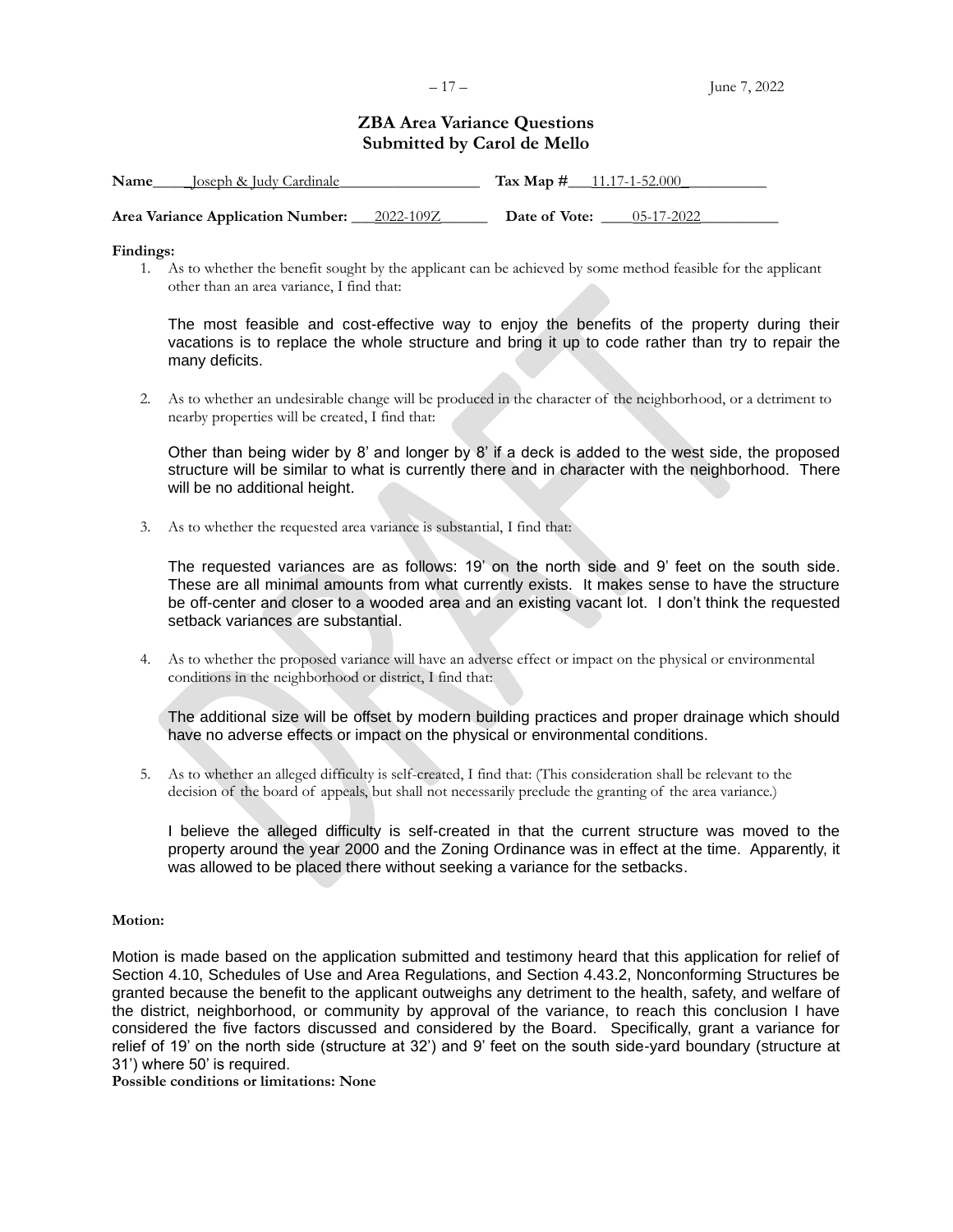## ZBA Area Variance Questions
## Submitted by Carol de Mello

**Name** Joseph & Judy Cardinale **Tax Map #** 11.17-1-52.000

**Area Variance Application Number:** 2022-109Z **Date of Vote:** 05-17-2022

**Findings:**

1. As to whether the benefit sought by the applicant can be achieved by some method feasible for the applicant other than an area variance, I find that:

   The most feasible and cost-effective way to enjoy the benefits of the property during their vacations is to replace the whole structure and bring it up to code rather than try to repair the many deficits.

2. As to whether an undesirable change will be produced in the character of the neighborhood, or a detriment to nearby properties will be created, I find that:

   Other than being wider by 8' and longer by 8' if a deck is added to the west side, the proposed structure will be similar to what is currently there and in character with the neighborhood. There will be no additional height.

3. As to whether the requested area variance is substantial, I find that:

   The requested variances are as follows: 19' on the north side and 9' feet on the south side. These are all minimal amounts from what currently exists. It makes sense to have the structure be off-center and closer to a wooded area and an existing vacant lot. I don't think the requested setback variances are substantial.

4. As to whether the proposed variance will have an adverse effect or impact on the physical or environmental conditions in the neighborhood or district, I find that:

   The additional size will be offset by modern building practices and proper drainage which should have no adverse effects or impact on the physical or environmental conditions.

5. As to whether an alleged difficulty is self-created, I find that: (This consideration shall be relevant to the decision of the board of appeals, but shall not necessarily preclude the granting of the area variance.)

   I believe the alleged difficulty is self-created in that the current structure was moved to the property around the year 2000 and the Zoning Ordinance was in effect at the time. Apparently, it was allowed to be placed there without seeking a variance for the setbacks.

**Motion:**

Motion is made based on the application submitted and testimony heard that this application for relief of Section 4.10, Schedules of Use and Area Regulations, and Section 4.43.2, Nonconforming Structures be granted because the benefit to the applicant outweighs any detriment to the health, safety, and welfare of the district, neighborhood, or community by approval of the variance, to reach this conclusion I have considered the five factors discussed and considered by the Board. Specifically, grant a variance for relief of 19' on the north side (structure at 32') and 9' feet on the south side-yard boundary (structure at 31') where 50' is required.

**Possible conditions or limitations: None**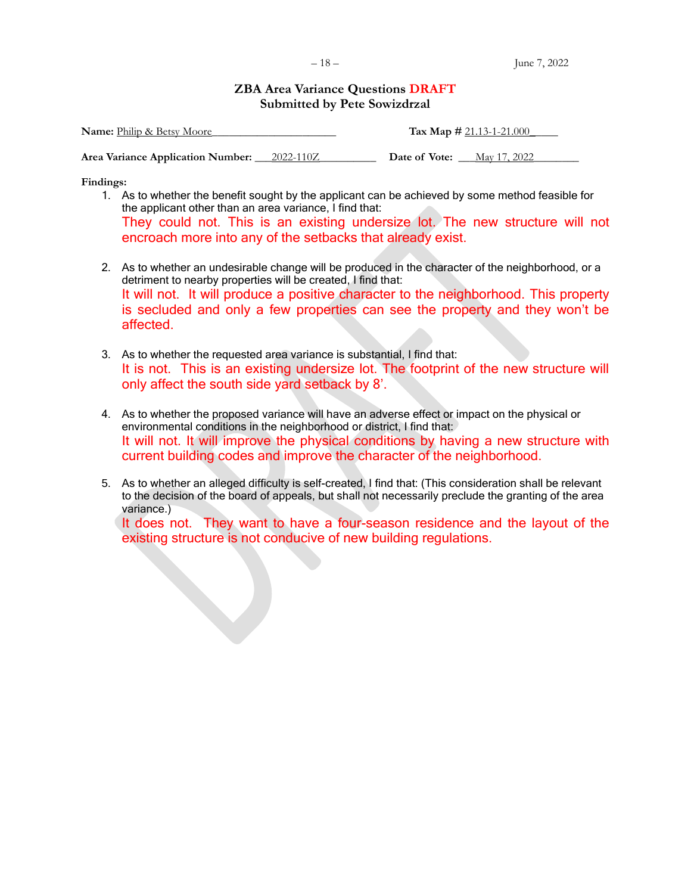## ZBA Area Variance Questions DRAFT
## Submitted by Pete Sowizdrzal

**Name:** Philip & Betsy Moore **Tax Map #** 21.13-1-21.000

**Area Variance Application Number:** 2022-110Z **Date of Vote:** May 17, 2022

**Findings:**

1. As to whether the benefit sought by the applicant can be achieved by some method feasible for the applicant other than an area variance, I find that:
   They could not. This is an existing undersize lot. The new structure will not encroach more into any of the setbacks that already exist.

2. As to whether an undesirable change will be produced in the character of the neighborhood, or a detriment to nearby properties will be created, I find that:
   It will not. It will produce a positive character to the neighborhood. This property is secluded and only a few properties can see the property and they won't be affected.

3. As to whether the requested area variance is substantial, I find that:
   It is not. This is an existing undersize lot. The footprint of the new structure will only affect the south side yard setback by 8'.

4. As to whether the proposed variance will have an adverse effect or impact on the physical or environmental conditions in the neighborhood or district, I find that:
   It will not. It will improve the physical conditions by having a new structure with current building codes and improve the character of the neighborhood.

5. As to whether an alleged difficulty is self-created, I find that: (This consideration shall be relevant to the decision of the board of appeals, but shall not necessarily preclude the granting of the area variance.)
   It does not. They want to have a four-season residence and the layout of the existing structure is not conducive of new building regulations.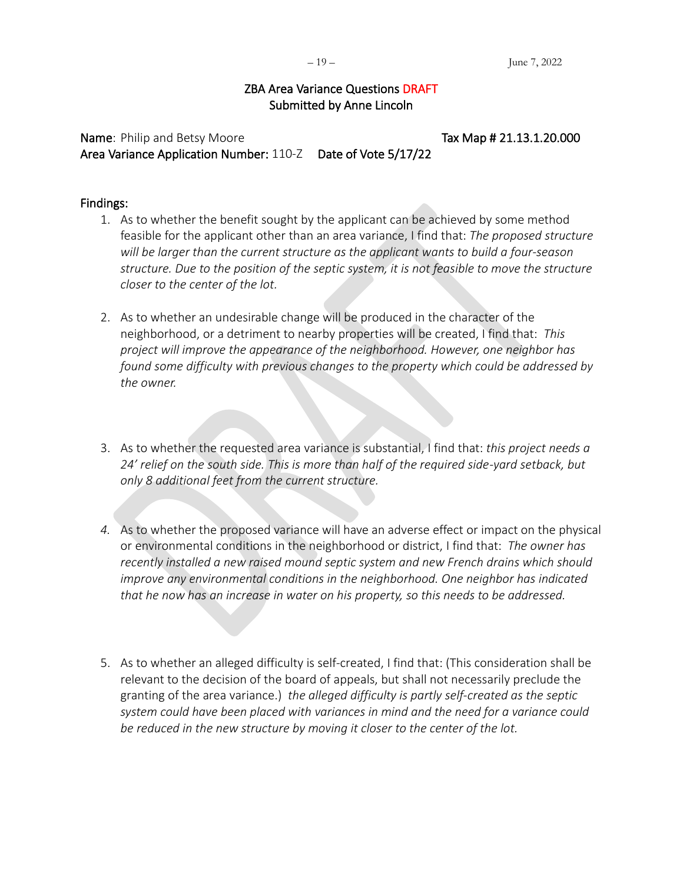## ZBA Area Variance Questions DRAFT
## Submitted by Anne Lincoln

**Name**: Philip and Betsy Moore **Tax Map # 21.13.1.20.000**
**Area Variance Application Number:** 110-Z **Date of Vote 5/17/22**

**Findings:**

1. As to whether the benefit sought by the applicant can be achieved by some method feasible for the applicant other than an area variance, I find that: *The proposed structure will be larger than the current structure as the applicant wants to build a four-season structure. Due to the position of the septic system, it is not feasible to move the structure closer to the center of the lot.*

2. As to whether an undesirable change will be produced in the character of the neighborhood, or a detriment to nearby properties will be created, I find that: *This project will improve the appearance of the neighborhood. However, one neighbor has found some difficulty with previous changes to the property which could be addressed by the owner.*

3. As to whether the requested area variance is substantial, I find that: *this project needs a 24' relief on the south side. This is more than half of the required side-yard setback, but only 8 additional feet from the current structure.*

4. As to whether the proposed variance will have an adverse effect or impact on the physical or environmental conditions in the neighborhood or district, I find that: *The owner has recently installed a new raised mound septic system and new French drains which should improve any environmental conditions in the neighborhood. One neighbor has indicated that he now has an increase in water on his property, so this needs to be addressed.*

5. As to whether an alleged difficulty is self-created, I find that: (This consideration shall be relevant to the decision of the board of appeals, but shall not necessarily preclude the granting of the area variance.) *the alleged difficulty is partly self-created as the septic system could have been placed with variances in mind and the need for a variance could be reduced in the new structure by moving it closer to the center of the lot.*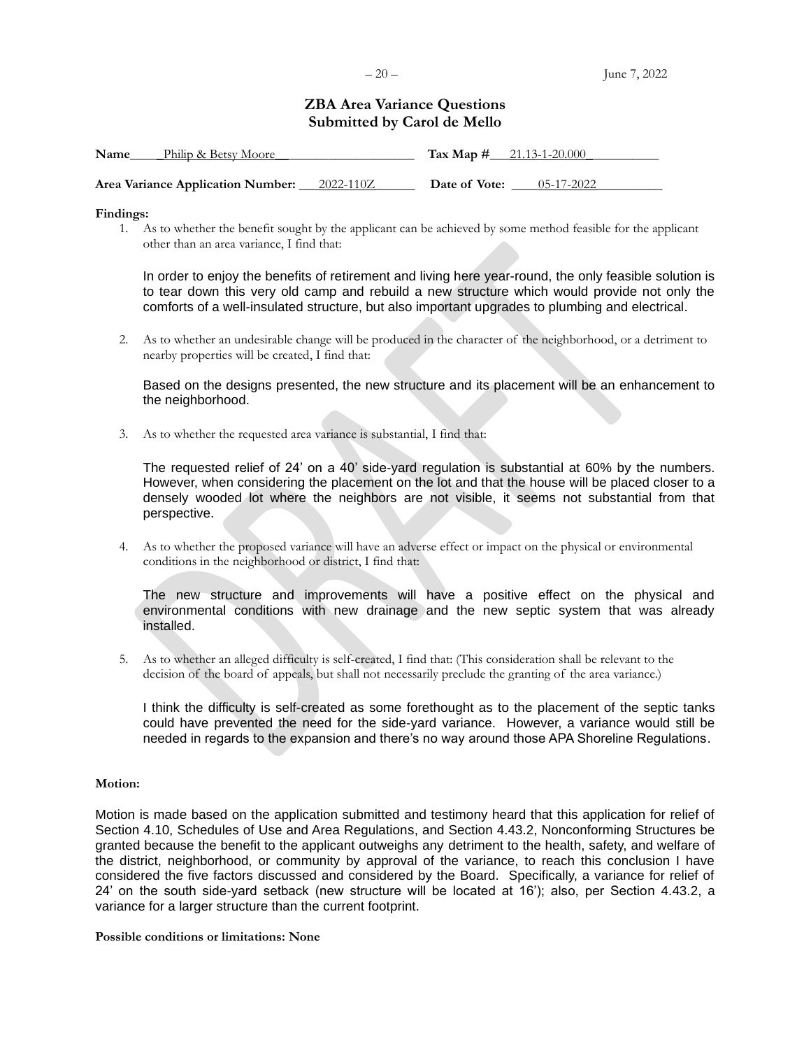## ZBA Area Variance Questions
## Submitted by Carol de Mello

**Name** Philip & Betsy Moore **Tax Map #** 21.13-1-20.000

**Area Variance Application Number:** 2022-110Z **Date of Vote:** 05-17-2022

**Findings:**

1. As to whether the benefit sought by the applicant can be achieved by some method feasible for the applicant other than an area variance, I find that:

   In order to enjoy the benefits of retirement and living here year-round, the only feasible solution is to tear down this very old camp and rebuild a new structure which would provide not only the comforts of a well-insulated structure, but also important upgrades to plumbing and electrical.

2. As to whether an undesirable change will be produced in the character of the neighborhood, or a detriment to nearby properties will be created, I find that:

   Based on the designs presented, the new structure and its placement will be an enhancement to the neighborhood.

3. As to whether the requested area variance is substantial, I find that:

   The requested relief of 24' on a 40' side-yard regulation is substantial at 60% by the numbers. However, when considering the placement on the lot and that the house will be placed closer to a densely wooded lot where the neighbors are not visible, it seems not substantial from that perspective.

4. As to whether the proposed variance will have an adverse effect or impact on the physical or environmental conditions in the neighborhood or district, I find that:

   The new structure and improvements will have a positive effect on the physical and environmental conditions with new drainage and the new septic system that was already installed.

5. As to whether an alleged difficulty is self-created, I find that: (This consideration shall be relevant to the decision of the board of appeals, but shall not necessarily preclude the granting of the area variance.)

   I think the difficulty is self-created as some forethought as to the placement of the septic tanks could have prevented the need for the side-yard variance. However, a variance would still be needed in regards to the expansion and there's no way around those APA Shoreline Regulations.

**Motion:**

Motion is made based on the application submitted and testimony heard that this application for relief of Section 4.10, Schedules of Use and Area Regulations, and Section 4.43.2, Nonconforming Structures be granted because the benefit to the applicant outweighs any detriment to the health, safety, and welfare of the district, neighborhood, or community by approval of the variance, to reach this conclusion I have considered the five factors discussed and considered by the Board. Specifically, a variance for relief of 24' on the south side-yard setback (new structure will be located at 16'); also, per Section 4.43.2, a variance for a larger structure than the current footprint.

**Possible conditions or limitations: None**